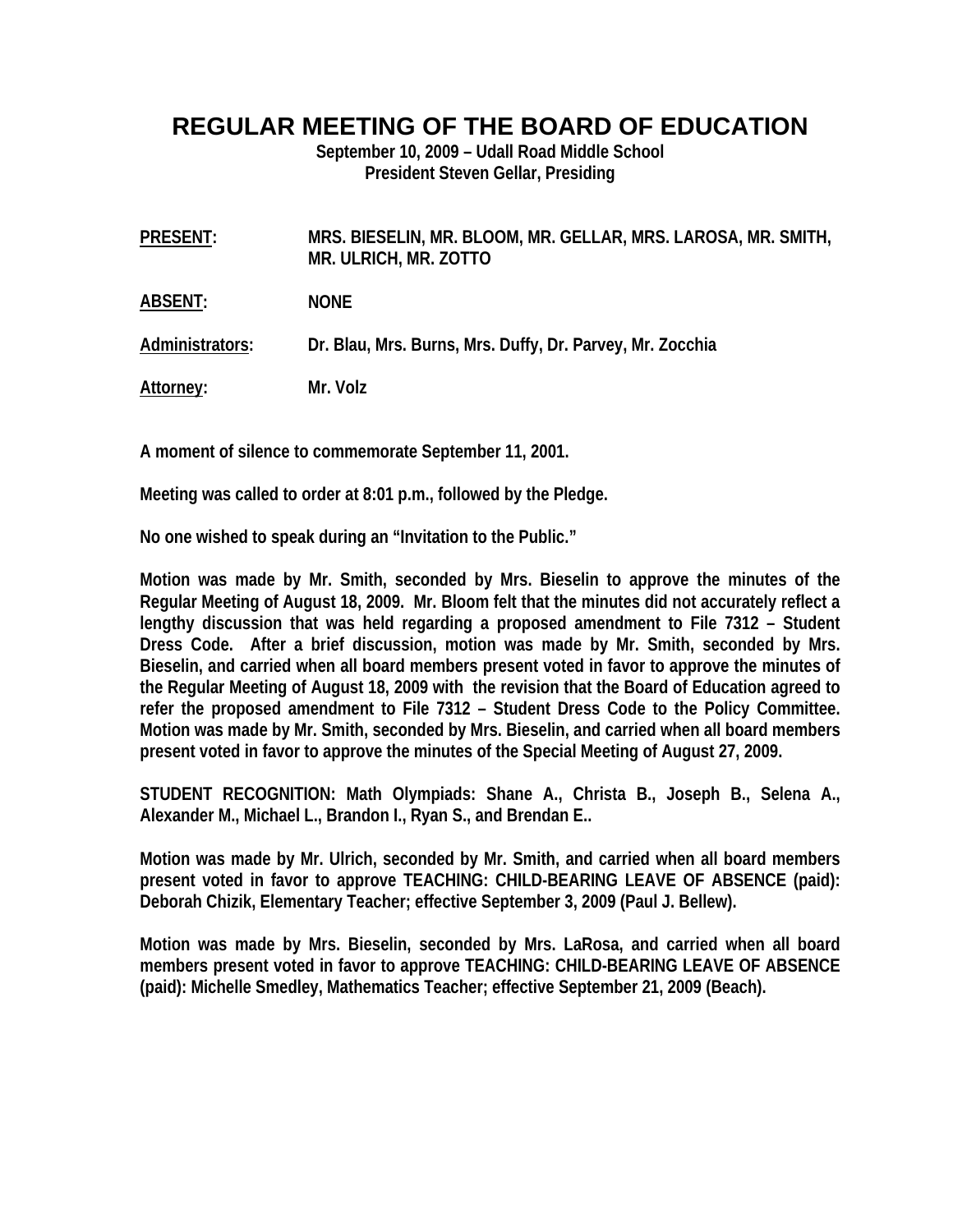# REGULAR MEETING OF THE BOARD OF EDUCATION

**September 10, 2009 – Udall Road Middle School**
**President Steven Gellar, Presiding**

**PRESENT:** MRS. BIESELIN, MR. BLOOM, MR. GELLAR, MRS. LAROSA, MR. SMITH, MR. ULRICH, MR. ZOTTO

**ABSENT:** NONE

**Administrators:** Dr. Blau, Mrs. Burns, Mrs. Duffy, Dr. Parvey, Mr. Zocchia

**Attorney:** Mr. Volz

A moment of silence to commemorate September 11, 2001.

Meeting was called to order at 8:01 p.m., followed by the Pledge.

No one wished to speak during an "Invitation to the Public."

Motion was made by Mr. Smith, seconded by Mrs. Bieselin to approve the minutes of the Regular Meeting of August 18, 2009. Mr. Bloom felt that the minutes did not accurately reflect a lengthy discussion that was held regarding a proposed amendment to File 7312 – Student Dress Code. After a brief discussion, motion was made by Mr. Smith, seconded by Mrs. Bieselin, and carried when all board members present voted in favor to approve the minutes of the Regular Meeting of August 18, 2009 with the revision that the Board of Education agreed to refer the proposed amendment to File 7312 – Student Dress Code to the Policy Committee. Motion was made by Mr. Smith, seconded by Mrs. Bieselin, and carried when all board members present voted in favor to approve the minutes of the Special Meeting of August 27, 2009.

STUDENT RECOGNITION: Math Olympiads: Shane A., Christa B., Joseph B., Selena A., Alexander M., Michael L., Brandon I., Ryan S., and Brendan E..

Motion was made by Mr. Ulrich, seconded by Mr. Smith, and carried when all board members present voted in favor to approve TEACHING: CHILD-BEARING LEAVE OF ABSENCE (paid): Deborah Chizik, Elementary Teacher; effective September 3, 2009 (Paul J. Bellew).

Motion was made by Mrs. Bieselin, seconded by Mrs. LaRosa, and carried when all board members present voted in favor to approve TEACHING: CHILD-BEARING LEAVE OF ABSENCE (paid): Michelle Smedley, Mathematics Teacher; effective September 21, 2009 (Beach).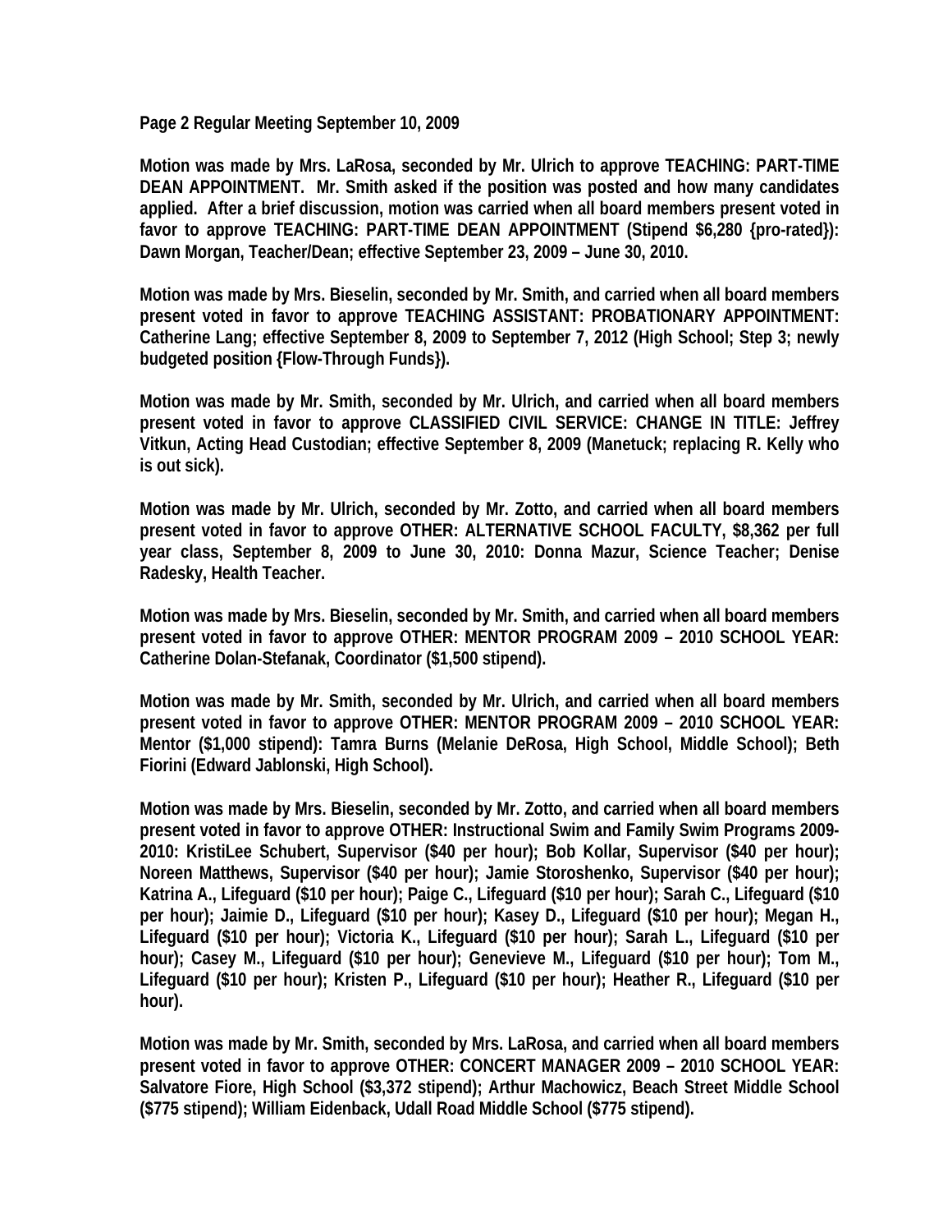**Page 2 Regular Meeting September 10, 2009**

**Motion was made by Mrs. LaRosa, seconded by Mr. Ulrich to approve TEACHING: PART-TIME DEAN APPOINTMENT. Mr. Smith asked if the position was posted and how many candidates applied. After a brief discussion, motion was carried when all board members present voted in favor to approve TEACHING: PART-TIME DEAN APPOINTMENT (Stipend $6,280 {pro-rated}): Dawn Morgan, Teacher/Dean; effective September 23, 2009 – June 30, 2010.**

**Motion was made by Mrs. Bieselin, seconded by Mr. Smith, and carried when all board members present voted in favor to approve TEACHING ASSISTANT: PROBATIONARY APPOINTMENT: Catherine Lang; effective September 8, 2009 to September 7, 2012 (High School; Step 3; newly budgeted position {Flow-Through Funds}).**

**Motion was made by Mr. Smith, seconded by Mr. Ulrich, and carried when all board members present voted in favor to approve CLASSIFIED CIVIL SERVICE: CHANGE IN TITLE: Jeffrey Vitkun, Acting Head Custodian; effective September 8, 2009 (Manetuck; replacing R. Kelly who is out sick).**

**Motion was made by Mr. Ulrich, seconded by Mr. Zotto, and carried when all board members present voted in favor to approve OTHER: ALTERNATIVE SCHOOL FACULTY, $8,362 per full year class, September 8, 2009 to June 30, 2010: Donna Mazur, Science Teacher; Denise Radesky, Health Teacher.**

**Motion was made by Mrs. Bieselin, seconded by Mr. Smith, and carried when all board members present voted in favor to approve OTHER: MENTOR PROGRAM 2009 – 2010 SCHOOL YEAR: Catherine Dolan-Stefanak, Coordinator ($1,500 stipend).**

**Motion was made by Mr. Smith, seconded by Mr. Ulrich, and carried when all board members present voted in favor to approve OTHER: MENTOR PROGRAM 2009 – 2010 SCHOOL YEAR: Mentor ($1,000 stipend): Tamra Burns (Melanie DeRosa, High School, Middle School); Beth Fiorini (Edward Jablonski, High School).**

**Motion was made by Mrs. Bieselin, seconded by Mr. Zotto, and carried when all board members present voted in favor to approve OTHER: Instructional Swim and Family Swim Programs 2009-2010: KristiLee Schubert, Supervisor ($40 per hour); Bob Kollar, Supervisor ($40 per hour); Noreen Matthews, Supervisor ($40 per hour); Jamie Storoshenko, Supervisor ($40 per hour); Katrina A., Lifeguard ($10 per hour); Paige C., Lifeguard ($10 per hour); Sarah C., Lifeguard ($10 per hour); Jaimie D., Lifeguard ($10 per hour); Kasey D., Lifeguard ($10 per hour); Megan H., Lifeguard ($10 per hour); Victoria K., Lifeguard ($10 per hour); Sarah L., Lifeguard ($10 per hour); Casey M., Lifeguard ($10 per hour); Genevieve M., Lifeguard ($10 per hour); Tom M., Lifeguard ($10 per hour); Kristen P., Lifeguard ($10 per hour); Heather R., Lifeguard ($10 per hour).**

**Motion was made by Mr. Smith, seconded by Mrs. LaRosa, and carried when all board members present voted in favor to approve OTHER: CONCERT MANAGER 2009 – 2010 SCHOOL YEAR: Salvatore Fiore, High School ($3,372 stipend); Arthur Machowicz, Beach Street Middle School ($775 stipend); William Eidenback, Udall Road Middle School ($775 stipend).**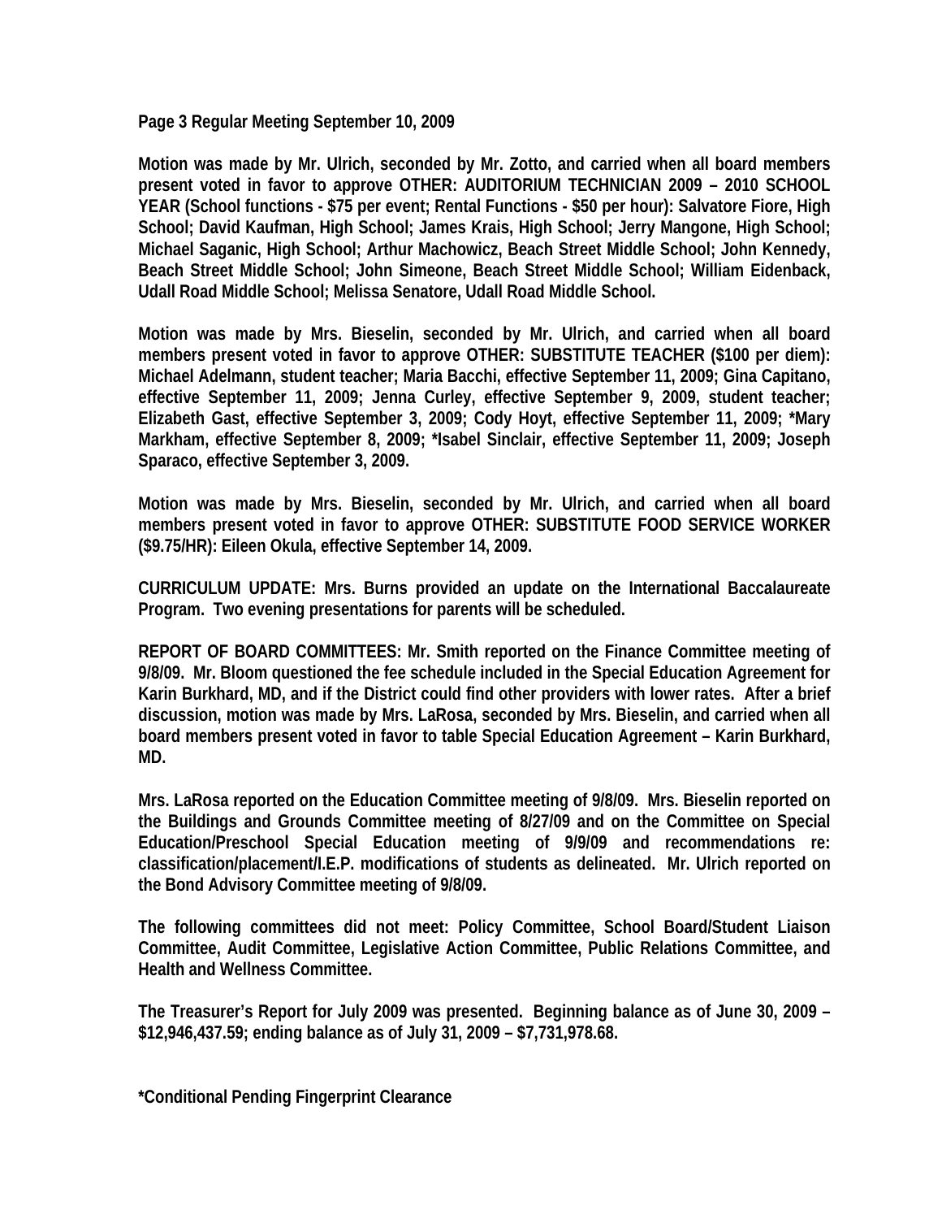Motion was made by Mr. Ulrich, seconded by Mr. Zotto, and carried when all board members present voted in favor to approve OTHER: AUDITORIUM TECHNICIAN 2009 – 2010 SCHOOL YEAR (School functions - $75 per event; Rental Functions - $50 per hour): Salvatore Fiore, High School; David Kaufman, High School; James Krais, High School; Jerry Mangone, High School; Michael Saganic, High School; Arthur Machowicz, Beach Street Middle School; John Kennedy, Beach Street Middle School; John Simeone, Beach Street Middle School; William Eidenback, Udall Road Middle School; Melissa Senatore, Udall Road Middle School.

Motion was made by Mrs. Bieselin, seconded by Mr. Ulrich, and carried when all board members present voted in favor to approve OTHER: SUBSTITUTE TEACHER ($100 per diem): Michael Adelmann, student teacher; Maria Bacchi, effective September 11, 2009; Gina Capitano, effective September 11, 2009; Jenna Curley, effective September 9, 2009, student teacher; Elizabeth Gast, effective September 3, 2009; Cody Hoyt, effective September 11, 2009; *Mary Markham, effective September 8, 2009; *Isabel Sinclair, effective September 11, 2009; Joseph Sparaco, effective September 3, 2009.

Motion was made by Mrs. Bieselin, seconded by Mr. Ulrich, and carried when all board members present voted in favor to approve OTHER: SUBSTITUTE FOOD SERVICE WORKER ($9.75/HR): Eileen Okula, effective September 14, 2009.

CURRICULUM UPDATE: Mrs. Burns provided an update on the International Baccalaureate Program. Two evening presentations for parents will be scheduled.

REPORT OF BOARD COMMITTEES: Mr. Smith reported on the Finance Committee meeting of 9/8/09. Mr. Bloom questioned the fee schedule included in the Special Education Agreement for Karin Burkhard, MD, and if the District could find other providers with lower rates. After a brief discussion, motion was made by Mrs. LaRosa, seconded by Mrs. Bieselin, and carried when all board members present voted in favor to table Special Education Agreement – Karin Burkhard, MD.

Mrs. LaRosa reported on the Education Committee meeting of 9/8/09. Mrs. Bieselin reported on the Buildings and Grounds Committee meeting of 8/27/09 and on the Committee on Special Education/Preschool Special Education meeting of 9/9/09 and recommendations re: classification/placement/I.E.P. modifications of students as delineated. Mr. Ulrich reported on the Bond Advisory Committee meeting of 9/8/09.

The following committees did not meet: Policy Committee, School Board/Student Liaison Committee, Audit Committee, Legislative Action Committee, Public Relations Committee, and Health and Wellness Committee.

The Treasurer's Report for July 2009 was presented. Beginning balance as of June 30, 2009 – $12,946,437.59; ending balance as of July 31, 2009 – $7,731,978.68.

*Conditional Pending Fingerprint Clearance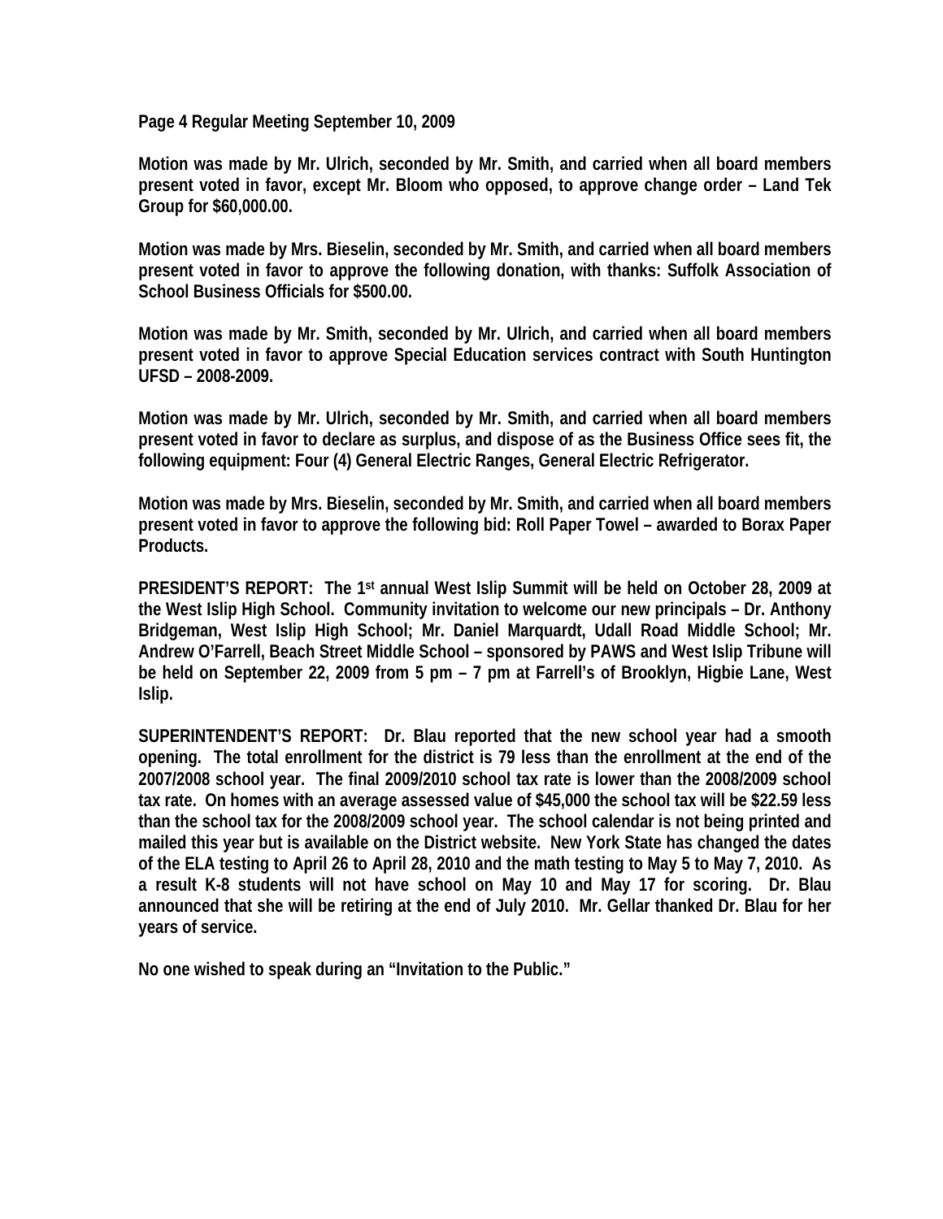Page 4 Regular Meeting September 10, 2009

Motion was made by Mr. Ulrich, seconded by Mr. Smith, and carried when all board members present voted in favor, except Mr. Bloom who opposed, to approve change order – Land Tek Group for $60,000.00.

Motion was made by Mrs. Bieselin, seconded by Mr. Smith, and carried when all board members present voted in favor to approve the following donation, with thanks: Suffolk Association of School Business Officials for $500.00.

Motion was made by Mr. Smith, seconded by Mr. Ulrich, and carried when all board members present voted in favor to approve Special Education services contract with South Huntington UFSD – 2008-2009.

Motion was made by Mr. Ulrich, seconded by Mr. Smith, and carried when all board members present voted in favor to declare as surplus, and dispose of as the Business Office sees fit, the following equipment: Four (4) General Electric Ranges, General Electric Refrigerator.

Motion was made by Mrs. Bieselin, seconded by Mr. Smith, and carried when all board members present voted in favor to approve the following bid: Roll Paper Towel – awarded to Borax Paper Products.

PRESIDENT'S REPORT: The 1st annual West Islip Summit will be held on October 28, 2009 at the West Islip High School. Community invitation to welcome our new principals – Dr. Anthony Bridgeman, West Islip High School; Mr. Daniel Marquardt, Udall Road Middle School; Mr. Andrew O'Farrell, Beach Street Middle School – sponsored by PAWS and West Islip Tribune will be held on September 22, 2009 from 5 pm – 7 pm at Farrell's of Brooklyn, Higbie Lane, West Islip.

SUPERINTENDENT'S REPORT: Dr. Blau reported that the new school year had a smooth opening. The total enrollment for the district is 79 less than the enrollment at the end of the 2007/2008 school year. The final 2009/2010 school tax rate is lower than the 2008/2009 school tax rate. On homes with an average assessed value of $45,000 the school tax will be $22.59 less than the school tax for the 2008/2009 school year. The school calendar is not being printed and mailed this year but is available on the District website. New York State has changed the dates of the ELA testing to April 26 to April 28, 2010 and the math testing to May 5 to May 7, 2010. As a result K-8 students will not have school on May 10 and May 17 for scoring. Dr. Blau announced that she will be retiring at the end of July 2010. Mr. Gellar thanked Dr. Blau for her years of service.

No one wished to speak during an "Invitation to the Public."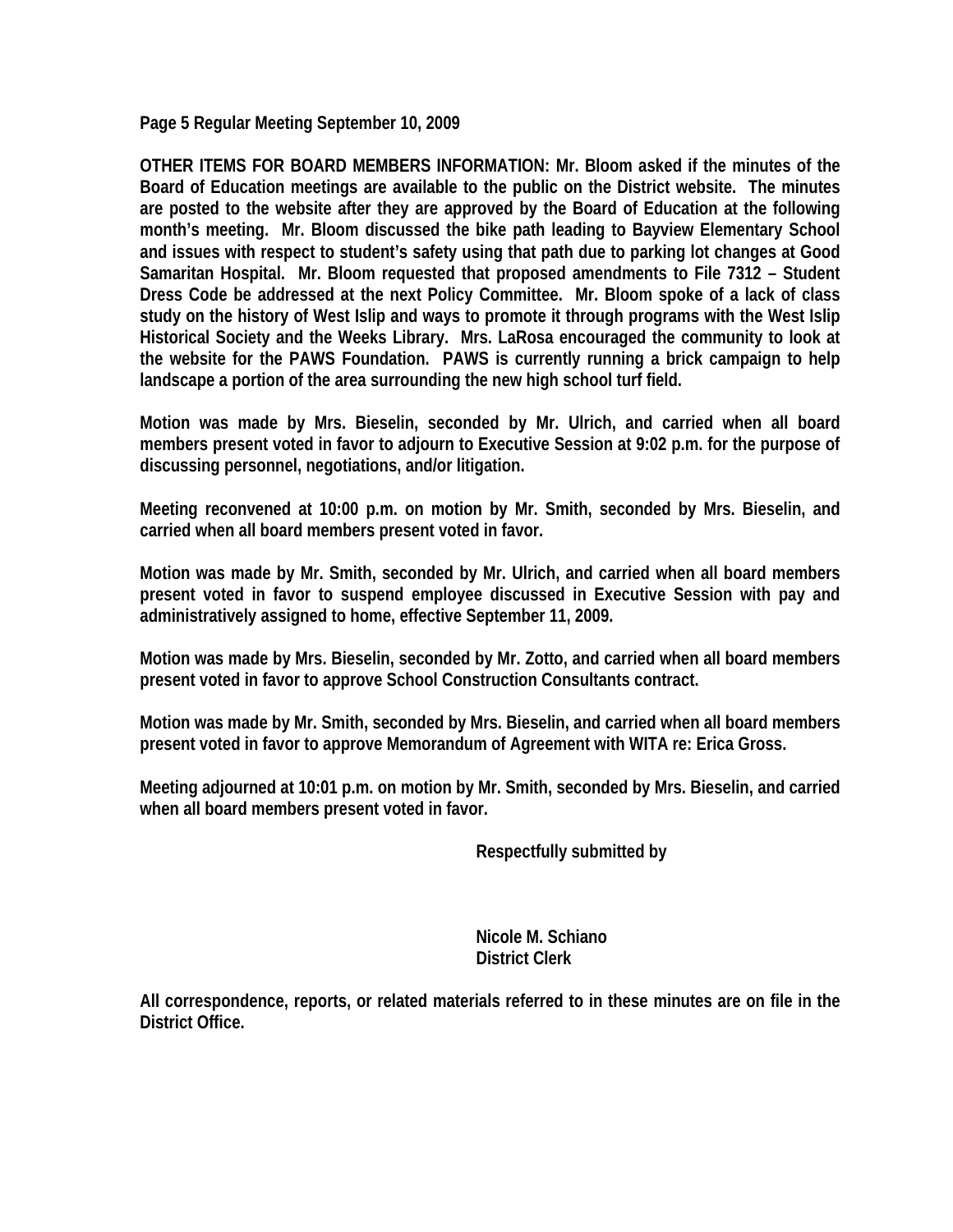**Page 5 Regular Meeting September 10, 2009**

**OTHER ITEMS FOR BOARD MEMBERS INFORMATION: Mr. Bloom asked if the minutes of the Board of Education meetings are available to the public on the District website. The minutes are posted to the website after they are approved by the Board of Education at the following month's meeting. Mr. Bloom discussed the bike path leading to Bayview Elementary School and issues with respect to student's safety using that path due to parking lot changes at Good Samaritan Hospital. Mr. Bloom requested that proposed amendments to File 7312 – Student Dress Code be addressed at the next Policy Committee. Mr. Bloom spoke of a lack of class study on the history of West Islip and ways to promote it through programs with the West Islip Historical Society and the Weeks Library. Mrs. LaRosa encouraged the community to look at the website for the PAWS Foundation. PAWS is currently running a brick campaign to help landscape a portion of the area surrounding the new high school turf field.**

**Motion was made by Mrs. Bieselin, seconded by Mr. Ulrich, and carried when all board members present voted in favor to adjourn to Executive Session at 9:02 p.m. for the purpose of discussing personnel, negotiations, and/or litigation.**

**Meeting reconvened at 10:00 p.m. on motion by Mr. Smith, seconded by Mrs. Bieselin, and carried when all board members present voted in favor.**

**Motion was made by Mr. Smith, seconded by Mr. Ulrich, and carried when all board members present voted in favor to suspend employee discussed in Executive Session with pay and administratively assigned to home, effective September 11, 2009.**

**Motion was made by Mrs. Bieselin, seconded by Mr. Zotto, and carried when all board members present voted in favor to approve School Construction Consultants contract.**

**Motion was made by Mr. Smith, seconded by Mrs. Bieselin, and carried when all board members present voted in favor to approve Memorandum of Agreement with WITA re: Erica Gross.**

**Meeting adjourned at 10:01 p.m. on motion by Mr. Smith, seconded by Mrs. Bieselin, and carried when all board members present voted in favor.**

**Respectfully submitted by**

**Nicole M. Schiano**
**District Clerk**

**All correspondence, reports, or related materials referred to in these minutes are on file in the District Office.**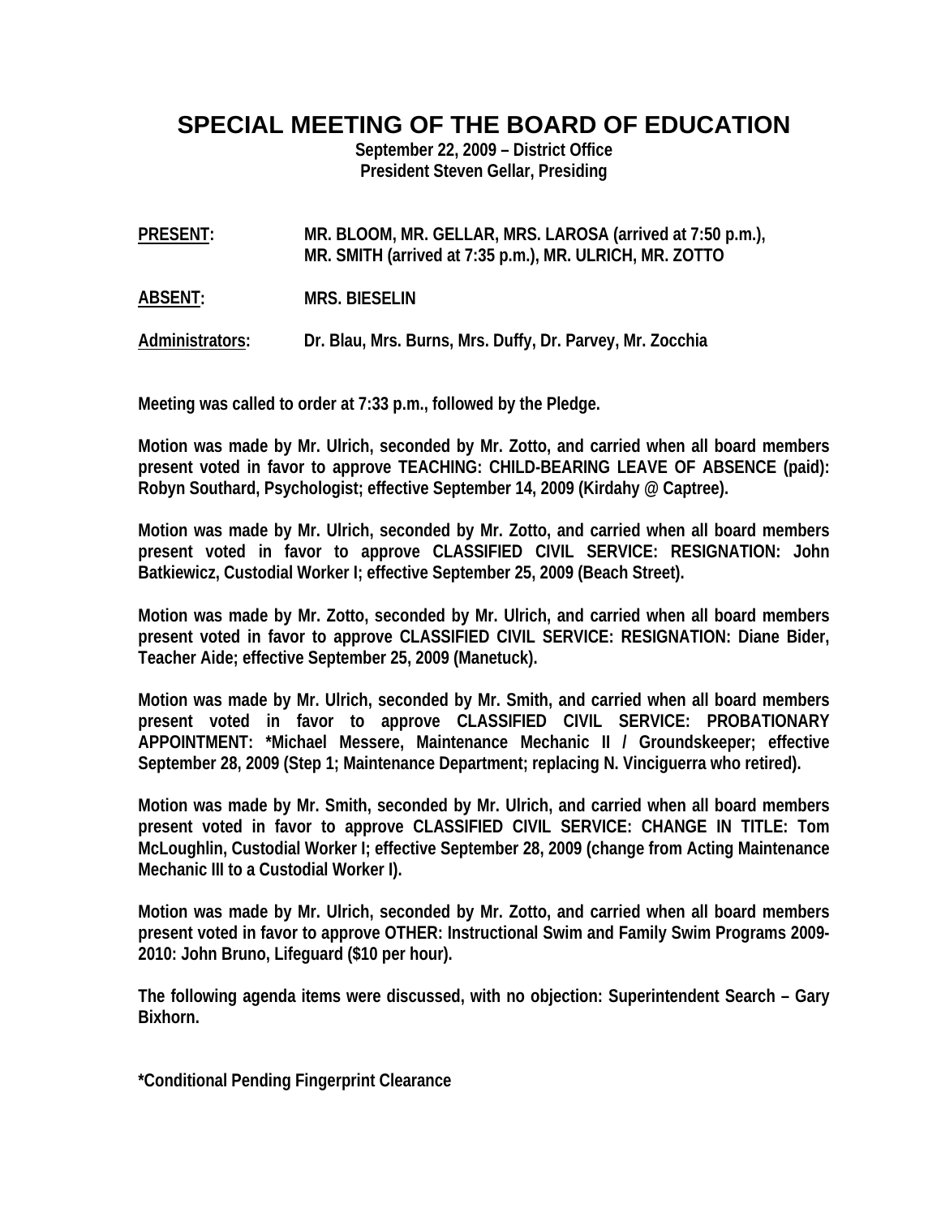# SPECIAL MEETING OF THE BOARD OF EDUCATION

**September 22, 2009 – District Office**
**President Steven Gellar, Presiding**

**PRESENT:** MR. BLOOM, MR. GELLAR, MRS. LAROSA (arrived at 7:50 p.m.), MR. SMITH (arrived at 7:35 p.m.), MR. ULRICH, MR. ZOTTO

**ABSENT:** MRS. BIESELIN

**Administrators:** Dr. Blau, Mrs. Burns, Mrs. Duffy, Dr. Parvey, Mr. Zocchia

Meeting was called to order at 7:33 p.m., followed by the Pledge.

Motion was made by Mr. Ulrich, seconded by Mr. Zotto, and carried when all board members present voted in favor to approve TEACHING: CHILD-BEARING LEAVE OF ABSENCE (paid): Robyn Southard, Psychologist; effective September 14, 2009 (Kirdahy @ Captree).

Motion was made by Mr. Ulrich, seconded by Mr. Zotto, and carried when all board members present voted in favor to approve CLASSIFIED CIVIL SERVICE: RESIGNATION: John Batkiewicz, Custodial Worker I; effective September 25, 2009 (Beach Street).

Motion was made by Mr. Zotto, seconded by Mr. Ulrich, and carried when all board members present voted in favor to approve CLASSIFIED CIVIL SERVICE: RESIGNATION: Diane Bider, Teacher Aide; effective September 25, 2009 (Manetuck).

Motion was made by Mr. Ulrich, seconded by Mr. Smith, and carried when all board members present voted in favor to approve CLASSIFIED CIVIL SERVICE: PROBATIONARY APPOINTMENT: *Michael Messere, Maintenance Mechanic II / Groundskeeper; effective September 28, 2009 (Step 1; Maintenance Department; replacing N. Vinciguerra who retired).

Motion was made by Mr. Smith, seconded by Mr. Ulrich, and carried when all board members present voted in favor to approve CLASSIFIED CIVIL SERVICE: CHANGE IN TITLE: Tom McLoughlin, Custodial Worker I; effective September 28, 2009 (change from Acting Maintenance Mechanic III to a Custodial Worker I).

Motion was made by Mr. Ulrich, seconded by Mr. Zotto, and carried when all board members present voted in favor to approve OTHER: Instructional Swim and Family Swim Programs 2009-2010: John Bruno, Lifeguard ($10 per hour).

The following agenda items were discussed, with no objection: Superintendent Search – Gary Bixhorn.

*Conditional Pending Fingerprint Clearance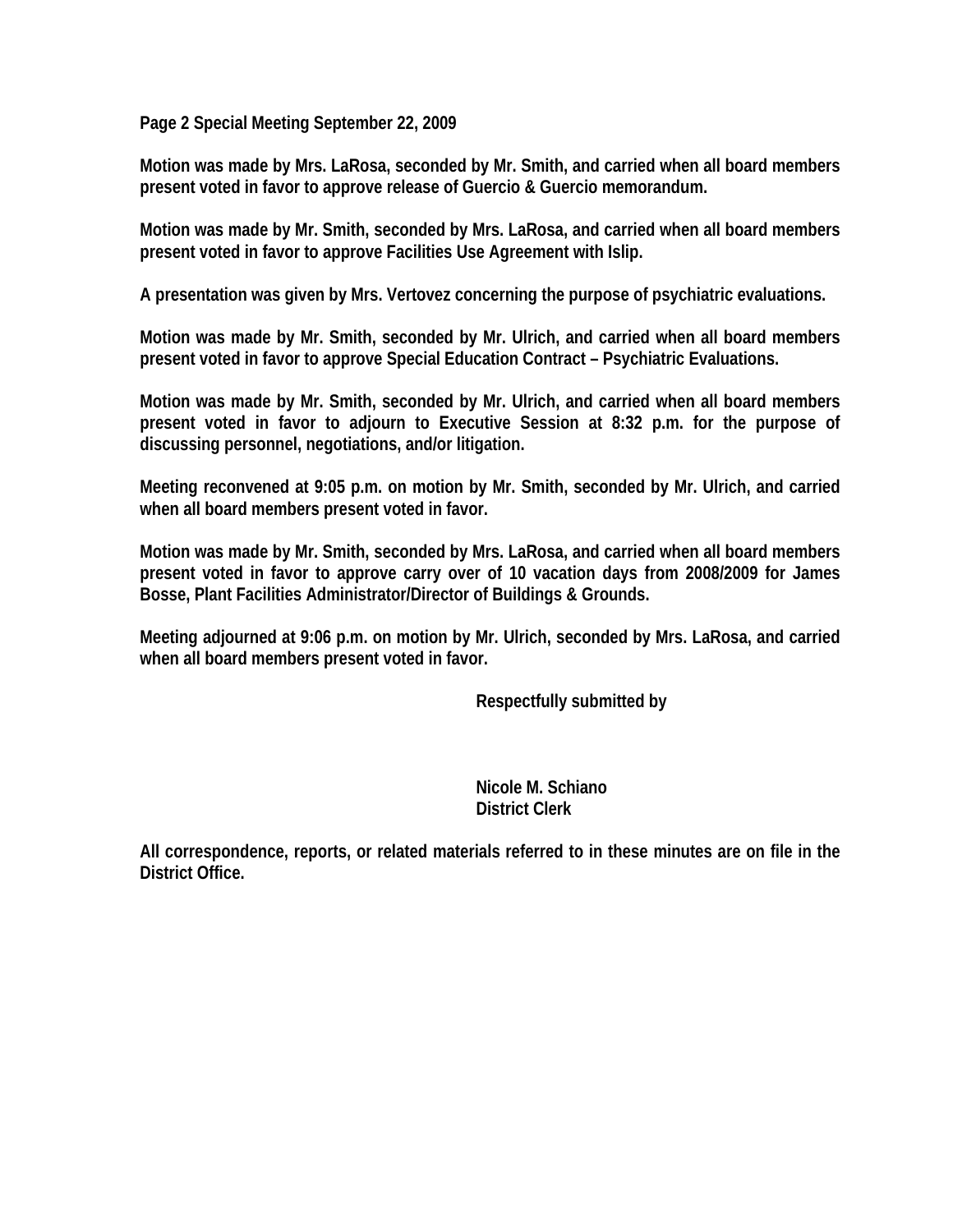**Page 2 Special Meeting September 22, 2009**

**Motion was made by Mrs. LaRosa, seconded by Mr. Smith, and carried when all board members present voted in favor to approve release of Guercio & Guercio memorandum.**

**Motion was made by Mr. Smith, seconded by Mrs. LaRosa, and carried when all board members present voted in favor to approve Facilities Use Agreement with Islip.**

**A presentation was given by Mrs. Vertovez concerning the purpose of psychiatric evaluations.**

**Motion was made by Mr. Smith, seconded by Mr. Ulrich, and carried when all board members present voted in favor to approve Special Education Contract – Psychiatric Evaluations.**

**Motion was made by Mr. Smith, seconded by Mr. Ulrich, and carried when all board members present voted in favor to adjourn to Executive Session at 8:32 p.m. for the purpose of discussing personnel, negotiations, and/or litigation.**

**Meeting reconvened at 9:05 p.m. on motion by Mr. Smith, seconded by Mr. Ulrich, and carried when all board members present voted in favor.**

**Motion was made by Mr. Smith, seconded by Mrs. LaRosa, and carried when all board members present voted in favor to approve carry over of 10 vacation days from 2008/2009 for James Bosse, Plant Facilities Administrator/Director of Buildings & Grounds.**

**Meeting adjourned at 9:06 p.m. on motion by Mr. Ulrich, seconded by Mrs. LaRosa, and carried when all board members present voted in favor.**

**Respectfully submitted by**

**Nicole M. Schiano**
**District Clerk**

**All correspondence, reports, or related materials referred to in these minutes are on file in the District Office.**